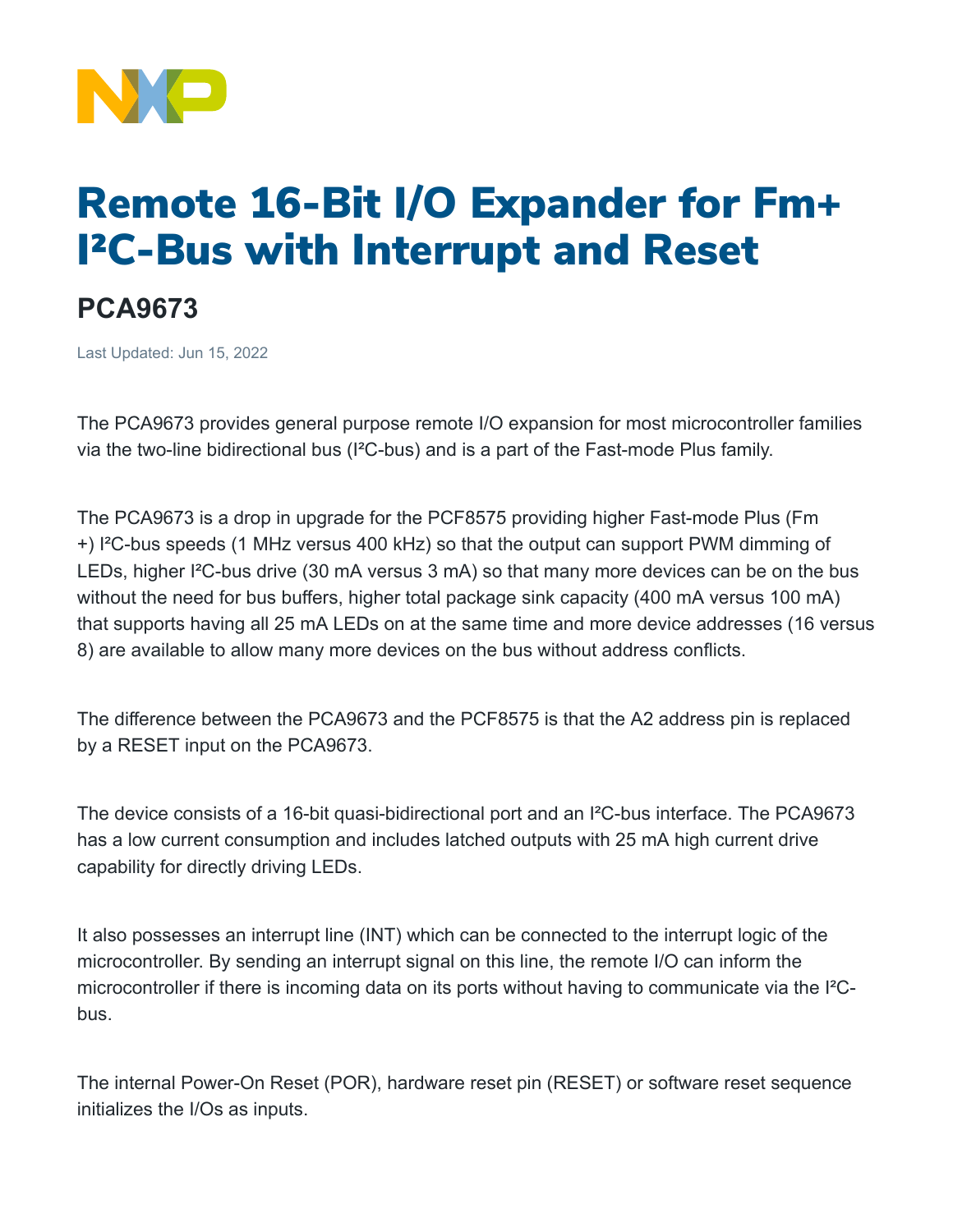# Remote 16-Bit I/O Expander for Fm+ I²C-Bus with Interrupt and Reset

## PCA9673

Last Updated: Jun 15, 2022

The PCA9673 provides general purpose remote I/O expansion for most microcontroller families via the two-line bidirectional bus (I²C-bus) and is a part of the Fast-mode Plus family.

The PCA9673 is a drop in upgrade for the PCF8575 providing higher Fast-mode Plus (Fm +) I²C-bus speeds (1 MHz versus 400 kHz) so that the output can support PWM dimming of LEDs, higher I²C-bus drive (30 mA versus 3 mA) so that many more devices can be on the bus without the need for bus buffers, higher total package sink capacity (400 mA versus 100 mA) that supports having all 25 mA LEDs on at the same time and more device addresses (16 versus 8) are available to allow many more devices on the bus without address conflicts.

The difference between the PCA9673 and the PCF8575 is that the A2 address pin is replaced by a RESET input on the PCA9673.

The device consists of a 16-bit quasi-bidirectional port and an I²C-bus interface. The PCA9673 has a low current consumption and includes latched outputs with 25 mA high current drive capability for directly driving LEDs.

It also possesses an interrupt line (INT) which can be connected to the interrupt logic of the microcontroller. By sending an interrupt signal on this line, the remote I/O can inform the microcontroller if there is incoming data on its ports without having to communicate via the I²C-bus.

The internal Power-On Reset (POR), hardware reset pin (RESET) or software reset sequence initializes the I/Os as inputs.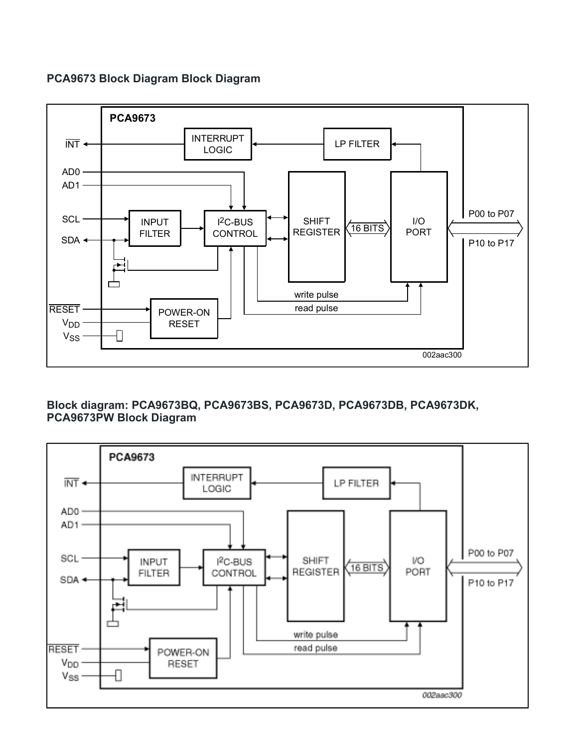## PCA9673 Block Diagram Block Diagram

PCA9673

INT̄

AD0

AD1

SCL

SDA

INTERRUPT LOGIC

LP FILTER

INPUT FILTER

I2C-BUS CONTROL

SHIFT REGISTER

16 BITS

I/O PORT

P00 to P07

P10 to P17

write pulse

read pulse

RESET̄

$V_{DD}$

$V_{SS}$

POWER-ON RESET

002aac300

## Block diagram: PCA9673BQ, PCA9673BS, PCA9673D, PCA9673DB, PCA9673DK, PCA9673PW Block Diagram

PCA9673

INT̄

AD0

AD1

SCL

SDA

INTERRUPT LOGIC

LP FILTER

INPUT FILTER

I2C-BUS CONTROL

SHIFT REGISTER

16 BITS

I/O PORT

P00 to P07

P10 to P17

write pulse

read pulse

RESET̄

$V_{DD}$

$V_{SS}$

POWER-ON RESET

002aac300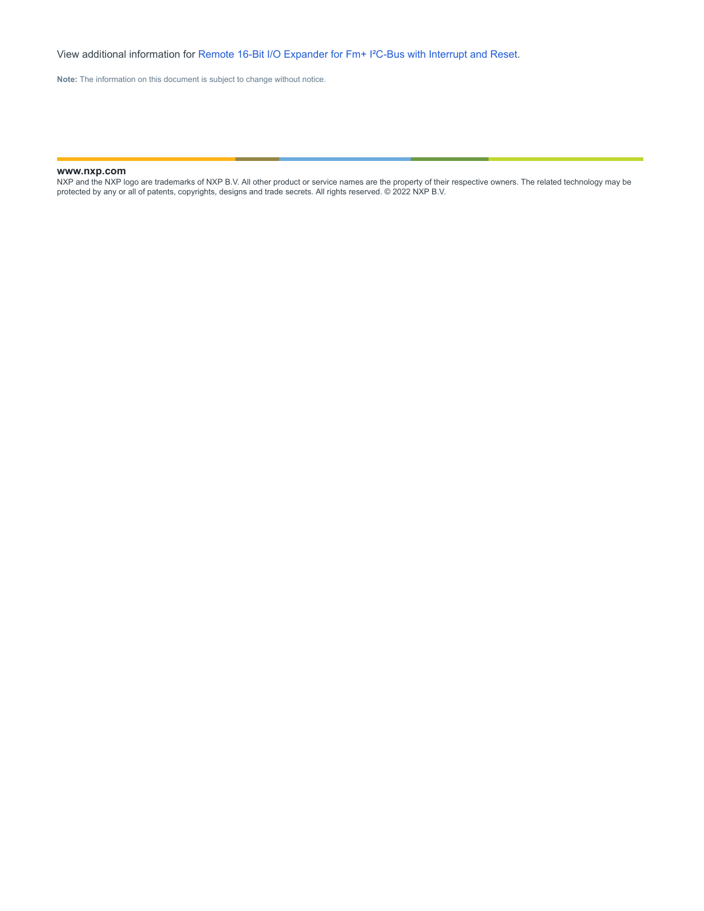View additional information for Remote 16-Bit I/O Expander for Fm+ I²C-Bus with Interrupt and Reset.

**Note:** The information on this document is subject to change without notice.

**www.nxp.com**

NXP and the NXP logo are trademarks of NXP B.V. All other product or service names are the property of their respective owners. The related technology may be protected by any or all of patents, copyrights, designs and trade secrets. All rights reserved. © 2022 NXP B.V.